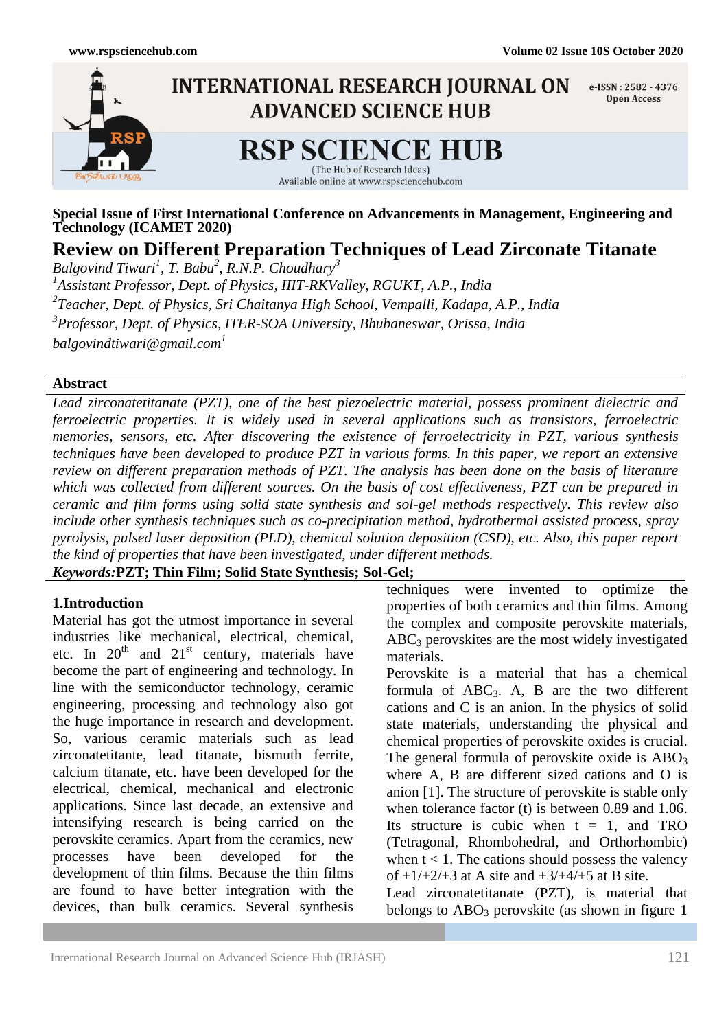Special Issue of First International Conference on Advancements in Management, Engineering and Technology (ICAMET 2020)

# Review on Different Preparation Techniques of Lead Zirconate Titanate

*Balgovind Tiwari[1], T. Babu[2], R.N.P. Choudhary[3]*

*[1]Assistant Professor, Dept. of Physics, IIIT-RKValley, RGUKT, A.P., India*

*[2]Teacher, Dept. of Physics, Sri Chaitanya High School, Vempalli, Kadapa, A.P., India*

*[3]Professor, Dept. of Physics, ITER-SOA University, Bhubaneswar, Orissa, India*

*balgovindtiwari@gmail.com[1]*

## Abstract

*Lead zirconatetitanate (PZT), one of the best piezoelectric material, possess prominent dielectric and ferroelectric properties. It is widely used in several applications such as transistors, ferroelectric memories, sensors, etc. After discovering the existence of ferroelectricity in PZT, various synthesis techniques have been developed to produce PZT in various forms. In this paper, we report an extensive review on different preparation methods of PZT. The analysis has been done on the basis of literature which was collected from different sources. On the basis of cost effectiveness, PZT can be prepared in ceramic and film forms using solid state synthesis and sol-gel methods respectively. This review also include other synthesis techniques such as co-precipitation method, hydrothermal assisted process, spray pyrolysis, pulsed laser deposition (PLD), chemical solution deposition (CSD), etc. Also, this paper report the kind of properties that have been investigated, under different methods.*

***Keywords:*** **PZT; Thin Film; Solid State Synthesis; Sol-Gel;**

## 1.Introduction

Material has got the utmost importance in several industries like mechanical, electrical, chemical, etc. In 20th and 21st century, materials have become the part of engineering and technology. In line with the semiconductor technology, ceramic engineering, processing and technology also got the huge importance in research and development. So, various ceramic materials such as lead zirconatetitante, lead titanate, bismuth ferrite, calcium titanate, etc. have been developed for the electrical, chemical, mechanical and electronic applications. Since last decade, an extensive and intensifying research is being carried on the perovskite ceramics. Apart from the ceramics, new processes have been developed for the development of thin films. Because the thin films are found to have better integration with the devices, than bulk ceramics. Several synthesis techniques were invented to optimize the properties of both ceramics and thin films. Among the complex and composite perovskite materials, $ABC_3$ perovskites are the most widely investigated materials.

Perovskite is a material that has a chemical formula of $ABC_3$. A, B are the two different cations and C is an anion. In the physics of solid state materials, understanding the physical and chemical properties of perovskite oxides is crucial. The general formula of perovskite oxide is $ABO_3$ where A, B are different sized cations and O is anion [1]. The structure of perovskite is stable only when tolerance factor (t) is between 0.89 and 1.06. Its structure is cubic when $t = 1$, and TRO (Tetragonal, Rhombohedral, and Orthorhombic) when $t < 1$. The cations should possess the valency of +1/+2/+3 at A site and +3/+4/+5 at B site.

Lead zirconatetitanate (PZT), is material that belongs to $ABO_3$ perovskite (as shown in figure 1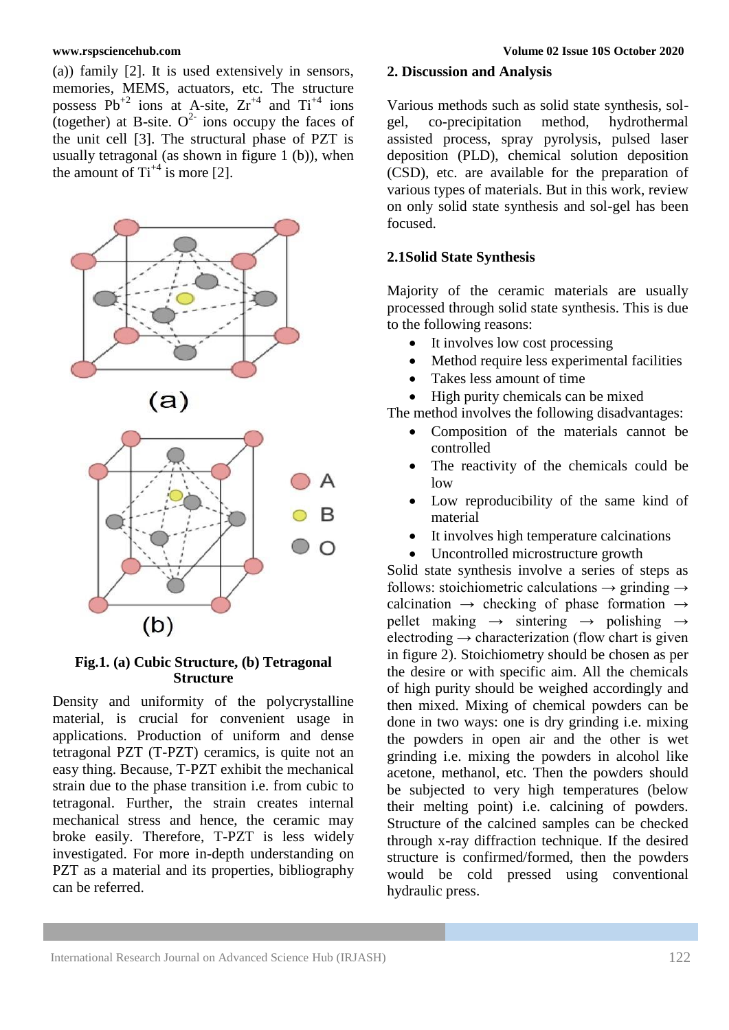(a)) family [2]. It is used extensively in sensors, memories, MEMS, actuators, etc. The structure possess $Pb^{+2}$ ions at A-site, $Zr^{+4}$ and $Ti^{+4}$ ions (together) at B-site. $O^{2-}$ ions occupy the faces of the unit cell [3]. The structural phase of PZT is usually tetragonal (as shown in figure 1 (b)), when the amount of $Ti^{+4}$ is more [2].

**Fig.1. (a) Cubic Structure, (b) Tetragonal Structure**

Density and uniformity of the polycrystalline material, is crucial for convenient usage in applications. Production of uniform and dense tetragonal PZT (T-PZT) ceramics, is quite not an easy thing. Because, T-PZT exhibit the mechanical strain due to the phase transition i.e. from cubic to tetragonal. Further, the strain creates internal mechanical stress and hence, the ceramic may broke easily. Therefore, T-PZT is less widely investigated. For more in-depth understanding on PZT as a material and its properties, bibliography can be referred.

## 2. Discussion and Analysis

Various methods such as solid state synthesis, sol-gel, co-precipitation method, hydrothermal assisted process, spray pyrolysis, pulsed laser deposition (PLD), chemical solution deposition (CSD), etc. are available for the preparation of various types of materials. But in this work, review on only solid state synthesis and sol-gel has been focused.

### 2.1Solid State Synthesis

Majority of the ceramic materials are usually processed through solid state synthesis. This is due to the following reasons:

- It involves low cost processing
- Method require less experimental facilities
- Takes less amount of time
- High purity chemicals can be mixed

The method involves the following disadvantages:

- Composition of the materials cannot be controlled
- The reactivity of the chemicals could be low
- Low reproducibility of the same kind of material
- It involves high temperature calcinations
- Uncontrolled microstructure growth

Solid state synthesis involve a series of steps as follows: stoichiometric calculations → grinding → calcination → checking of phase formation → pellet making → sintering → polishing → electroding → characterization (flow chart is given in figure 2). Stoichiometry should be chosen as per the desire or with specific aim. All the chemicals of high purity should be weighed accordingly and then mixed. Mixing of chemical powders can be done in two ways: one is dry grinding i.e. mixing the powders in open air and the other is wet grinding i.e. mixing the powders in alcohol like acetone, methanol, etc. Then the powders should be subjected to very high temperatures (below their melting point) i.e. calcining of powders. Structure of the calcined samples can be checked through x-ray diffraction technique. If the desired structure is confirmed/formed, then the powders would be cold pressed using conventional hydraulic press.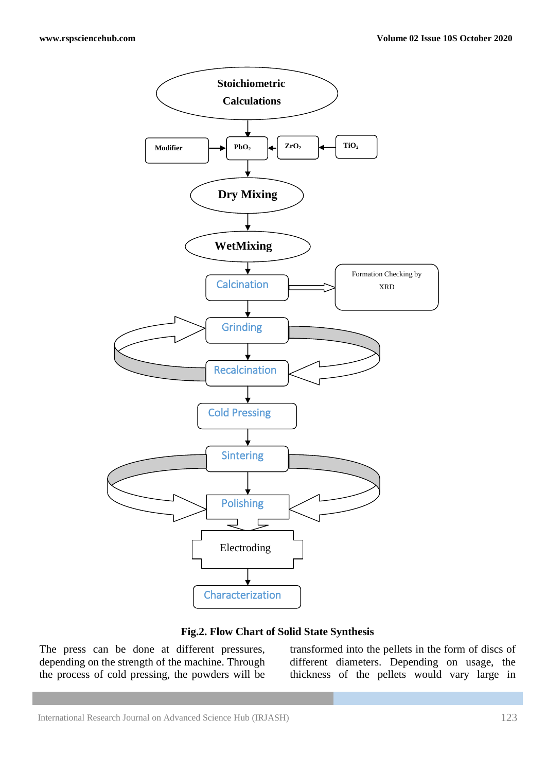Stoichiometric Calculations

Modifier → $PbO_2$ ← $ZrO_2$ ← $TiO_2$

Dry Mixing

WetMixing

Calcination → Formation Checking by XRD

Grinding

Recalcination

Cold Pressing

Sintering

Polishing

Electroding

Characterization

**Fig.2. Flow Chart of Solid State Synthesis**

The press can be done at different pressures, depending on the strength of the machine. Through the process of cold pressing, the powders will be transformed into the pellets in the form of discs of different diameters. Depending on usage, the thickness of the pellets would vary large in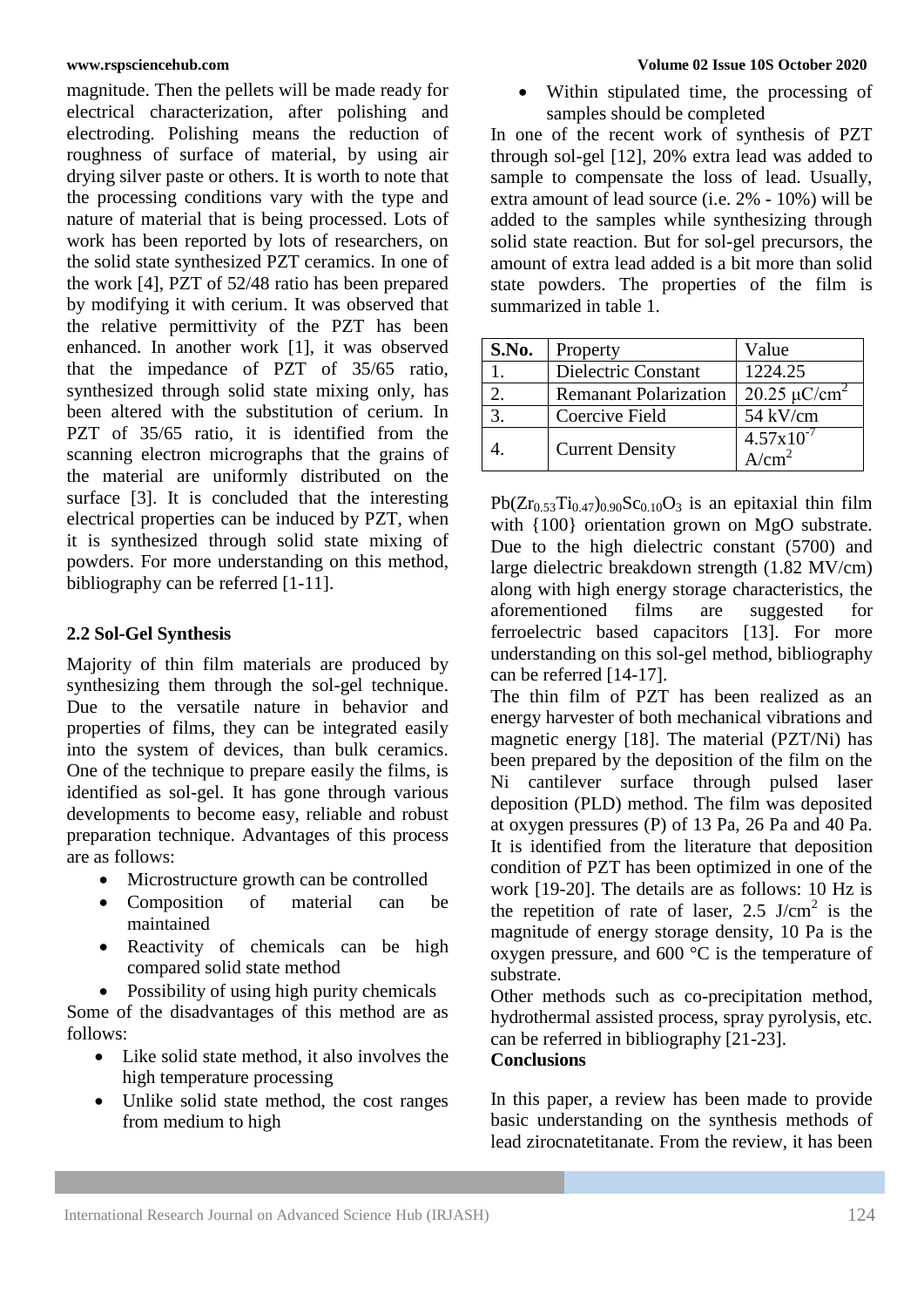magnitude. Then the pellets will be made ready for electrical characterization, after polishing and electroding. Polishing means the reduction of roughness of surface of material, by using air drying silver paste or others. It is worth to note that the processing conditions vary with the type and nature of material that is being processed. Lots of work has been reported by lots of researchers, on the solid state synthesized PZT ceramics. In one of the work [4], PZT of 52/48 ratio has been prepared by modifying it with cerium. It was observed that the relative permittivity of the PZT has been enhanced. In another work [1], it was observed that the impedance of PZT of 35/65 ratio, synthesized through solid state mixing only, has been altered with the substitution of cerium. In PZT of 35/65 ratio, it is identified from the scanning electron micrographs that the grains of the material are uniformly distributed on the surface [3]. It is concluded that the interesting electrical properties can be induced by PZT, when it is synthesized through solid state mixing of powders. For more understanding on this method, bibliography can be referred [1-11].

### 2.2 Sol-Gel Synthesis

Majority of thin film materials are produced by synthesizing them through the sol-gel technique. Due to the versatile nature in behavior and properties of films, they can be integrated easily into the system of devices, than bulk ceramics. One of the technique to prepare easily the films, is identified as sol-gel. It has gone through various developments to become easy, reliable and robust preparation technique. Advantages of this process are as follows:

- Microstructure growth can be controlled
- Composition of material can be maintained
- Reactivity of chemicals can be high compared solid state method
- Possibility of using high purity chemicals

Some of the disadvantages of this method are as follows:

- Like solid state method, it also involves the high temperature processing
- Unlike solid state method, the cost ranges from medium to high
- Within stipulated time, the processing of samples should be completed

In one of the recent work of synthesis of PZT through sol-gel [12], 20% extra lead was added to sample to compensate the loss of lead. Usually, extra amount of lead source (i.e. 2% - 10%) will be added to the samples while synthesizing through solid state reaction. But for sol-gel precursors, the amount of extra lead added is a bit more than solid state powders. The properties of the film is summarized in table 1.

| S.No. | Property | Value |
|---|---|---|
| 1. | Dielectric Constant | 1224.25 |
| 2. | Remanant Polarization | 20.25 $\mu C/cm^2$ |
| 3. | Coercive Field | 54 kV/cm |
| 4. | Current Density | $4.57 \times 10^{-7}$ $A/cm^2$ |

$Pb(Zr_{0.53}Ti_{0.47})_{0.90}Sc_{0.10}O_3$ is an epitaxial thin film with {100} orientation grown on MgO substrate. Due to the high dielectric constant (5700) and large dielectric breakdown strength (1.82 MV/cm) along with high energy storage characteristics, the aforementioned films are suggested for ferroelectric based capacitors [13]. For more understanding on this sol-gel method, bibliography can be referred [14-17].

The thin film of PZT has been realized as an energy harvester of both mechanical vibrations and magnetic energy [18]. The material (PZT/Ni) has been prepared by the deposition of the film on the Ni cantilever surface through pulsed laser deposition (PLD) method. The film was deposited at oxygen pressures (P) of 13 Pa, 26 Pa and 40 Pa. It is identified from the literature that deposition condition of PZT has been optimized in one of the work [19-20]. The details are as follows: 10 Hz is the repetition of rate of laser, 2.5 $J/cm^2$ is the magnitude of energy storage density, 10 Pa is the oxygen pressure, and 600 °C is the temperature of substrate.

Other methods such as co-precipitation method, hydrothermal assisted process, spray pyrolysis, etc. can be referred in bibliography [21-23].

## Conclusions

In this paper, a review has been made to provide basic understanding on the synthesis methods of lead zirocnatetitanate. From the review, it has been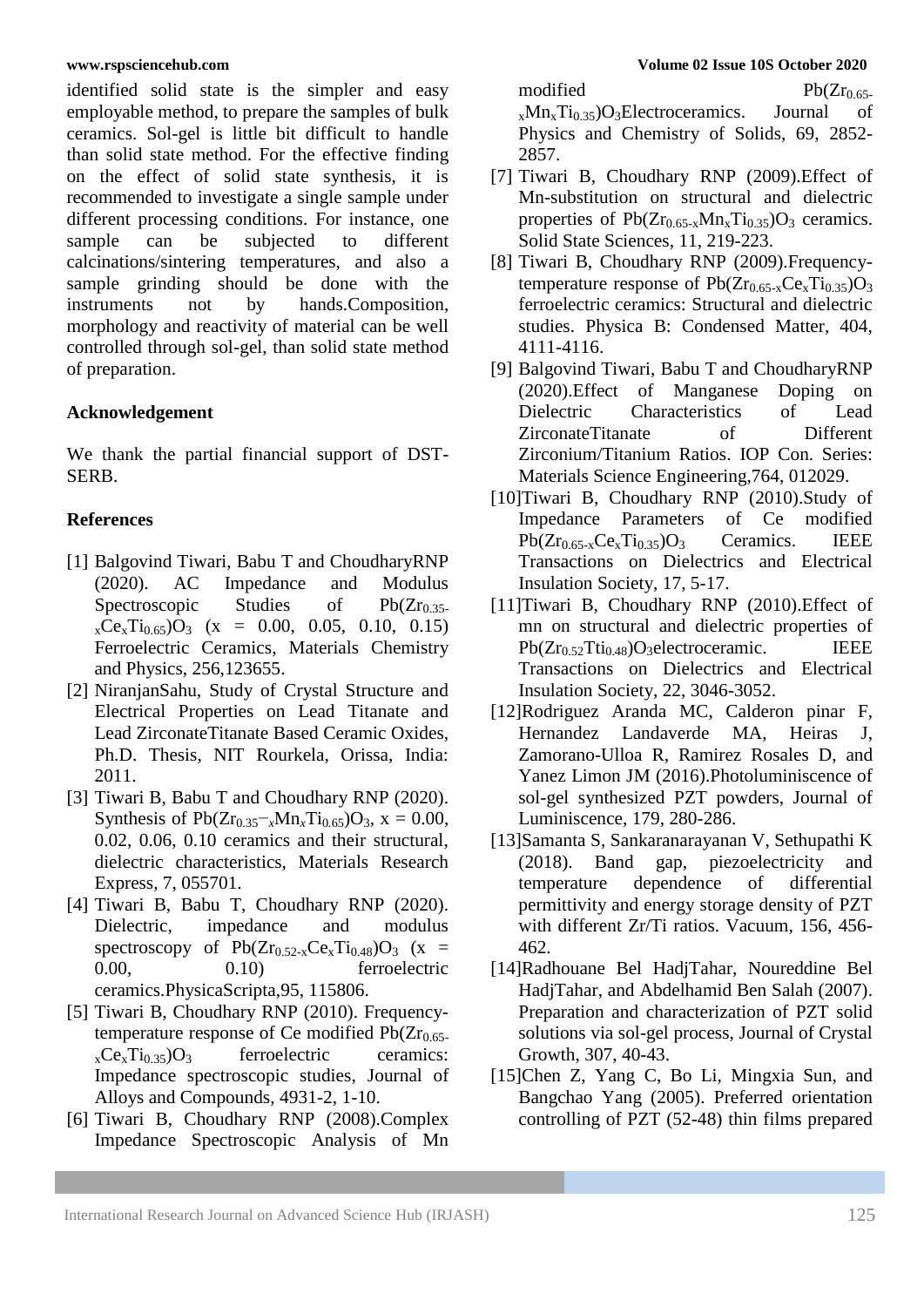identified solid state is the simpler and easy employable method, to prepare the samples of bulk ceramics. Sol-gel is little bit difficult to handle than solid state method. For the effective finding on the effect of solid state synthesis, it is recommended to investigate a single sample under different processing conditions. For instance, one sample can be subjected to different calcinations/sintering temperatures, and also a sample grinding should be done with the instruments not by hands.Composition, morphology and reactivity of material can be well controlled through sol-gel, than solid state method of preparation.

## Acknowledgement

We thank the partial financial support of DST-SERB.

## References

[1] Balgovind Tiwari, Babu T and ChoudharyRNP (2020). AC Impedance and Modulus Spectroscopic Studies of $Pb(Zr_{0.35-x}Ce_xTi_{0.65})O_3$ (x = 0.00, 0.05, 0.10, 0.15) Ferroelectric Ceramics, Materials Chemistry and Physics, 256,123655.

[2] NiranjanSahu, Study of Crystal Structure and Electrical Properties on Lead Titanate and Lead ZirconateTitanate Based Ceramic Oxides, Ph.D. Thesis, NIT Rourkela, Orissa, India: 2011.

[3] Tiwari B, Babu T and Choudhary RNP (2020). Synthesis of $Pb(Zr_{0.35-x}Mn_xTi_{0.65})O_3$, x = 0.00, 0.02, 0.06, 0.10 ceramics and their structural, dielectric characteristics, Materials Research Express, 7, 055701.

[4] Tiwari B, Babu T, Choudhary RNP (2020). Dielectric, impedance and modulus spectroscopy of $Pb(Zr_{0.52-x}Ce_xTi_{0.48})O_3$ (x = 0.00, 0.10) ferroelectric ceramics.PhysicaScripta,95, 115806.

[5] Tiwari B, Choudhary RNP (2010). Frequency-temperature response of Ce modified $Pb(Zr_{0.65-x}Ce_xTi_{0.35})O_3$ ferroelectric ceramics: Impedance spectroscopic studies, Journal of Alloys and Compounds, 4931-2, 1-10.

[6] Tiwari B, Choudhary RNP (2008).Complex Impedance Spectroscopic Analysis of Mn modified $Pb(Zr_{0.65-x}Mn_xTi_{0.35})O_3$Electroceramics. Journal of Physics and Chemistry of Solids, 69, 2852-2857.

[7] Tiwari B, Choudhary RNP (2009).Effect of Mn-substitution on structural and dielectric properties of $Pb(Zr_{0.65-x}Mn_xTi_{0.35})O_3$ ceramics. Solid State Sciences, 11, 219-223.

[8] Tiwari B, Choudhary RNP (2009).Frequency-temperature response of $Pb(Zr_{0.65-x}Ce_xTi_{0.35})O_3$ ferroelectric ceramics: Structural and dielectric studies. Physica B: Condensed Matter, 404, 4111-4116.

[9] Balgovind Tiwari, Babu T and ChoudharyRNP (2020).Effect of Manganese Doping on Dielectric Characteristics of Lead ZirconateTitanate of Different Zirconium/Titanium Ratios. IOP Con. Series: Materials Science Engineering,764, 012029.

[10]Tiwari B, Choudhary RNP (2010).Study of Impedance Parameters of Ce modified $Pb(Zr_{0.65-x}Ce_xTi_{0.35})O_3$ Ceramics. IEEE Transactions on Dielectrics and Electrical Insulation Society, 17, 5-17.

[11]Tiwari B, Choudhary RNP (2010).Effect of mn on structural and dielectric properties of $Pb(Zr_{0.52}Tti_{0.48})O_3$electroceramic. IEEE Transactions on Dielectrics and Electrical Insulation Society, 22, 3046-3052.

[12]Rodriguez Aranda MC, Calderon pinar F, Hernandez Landaverde MA, Heiras J, Zamorano-Ulloa R, Ramirez Rosales D, and Yanez Limon JM (2016).Photoluminiscence of sol-gel synthesized PZT powders, Journal of Luminiscence, 179, 280-286.

[13]Samanta S, Sankaranarayanan V, Sethupathi K (2018). Band gap, piezoelectricity and temperature dependence of differential permittivity and energy storage density of PZT with different Zr/Ti ratios. Vacuum, 156, 456-462.

[14]Radhouane Bel HadjTahar, Noureddine Bel HadjTahar, and Abdelhamid Ben Salah (2007). Preparation and characterization of PZT solid solutions via sol-gel process, Journal of Crystal Growth, 307, 40-43.

[15]Chen Z, Yang C, Bo Li, Mingxia Sun, and Bangchao Yang (2005). Preferred orientation controlling of PZT (52-48) thin films prepared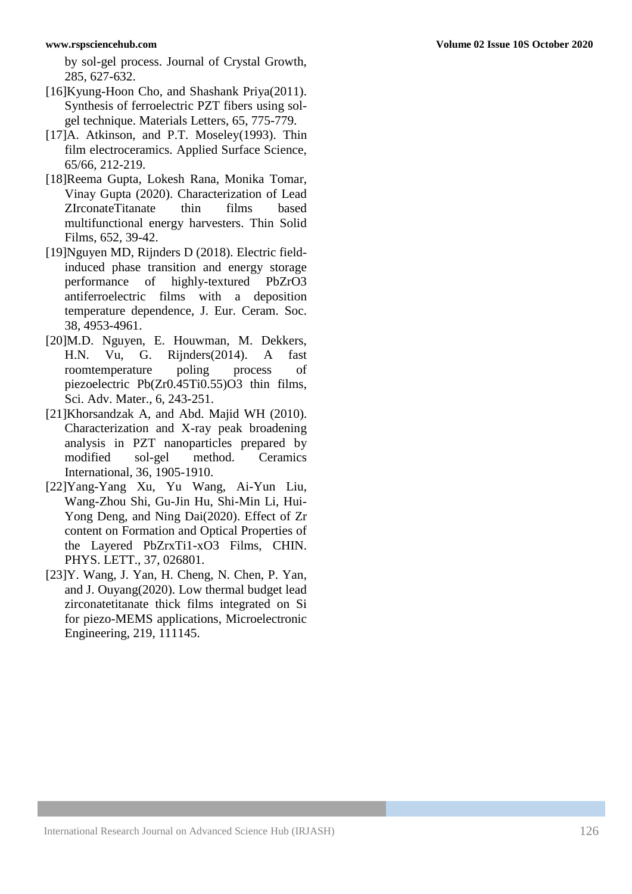by sol-gel process. Journal of Crystal Growth, 285, 627-632.

[16]Kyung-Hoon Cho, and Shashank Priya(2011). Synthesis of ferroelectric PZT fibers using sol-gel technique. Materials Letters, 65, 775-779.

[17]A. Atkinson, and P.T. Moseley(1993). Thin film electroceramics. Applied Surface Science, 65/66, 212-219.

[18]Reema Gupta, Lokesh Rana, Monika Tomar, Vinay Gupta (2020). Characterization of Lead ZIrconateTitanate thin films based multifunctional energy harvesters. Thin Solid Films, 652, 39-42.

[19]Nguyen MD, Rijnders D (2018). Electric field-induced phase transition and energy storage performance of highly-textured $PbZrO_3$ antiferroelectric films with a deposition temperature dependence, J. Eur. Ceram. Soc. 38, 4953-4961.

[20]M.D. Nguyen, E. Houwman, M. Dekkers, H.N. Vu, G. Rijnders(2014). A fast roomtemperature poling process of piezoelectric $Pb(Zr_{0.45}Ti_{0.55})O_3$ thin films, Sci. Adv. Mater., 6, 243-251.

[21]Khorsandzak A, and Abd. Majid WH (2010). Characterization and X-ray peak broadening analysis in PZT nanoparticles prepared by modified sol-gel method. Ceramics International, 36, 1905-1910.

[22]Yang-Yang Xu, Yu Wang, Ai-Yun Liu, Wang-Zhou Shi, Gu-Jin Hu, Shi-Min Li, Hui-Yong Deng, and Ning Dai(2020). Effect of Zr content on Formation and Optical Properties of the Layered $PbZr_xTi_{1-x}O_3$ Films, CHIN. PHYS. LETT., 37, 026801.

[23]Y. Wang, J. Yan, H. Cheng, N. Chen, P. Yan, and J. Ouyang(2020). Low thermal budget lead zirconatetitanate thick films integrated on Si for piezo-MEMS applications, Microelectronic Engineering, 219, 111145.